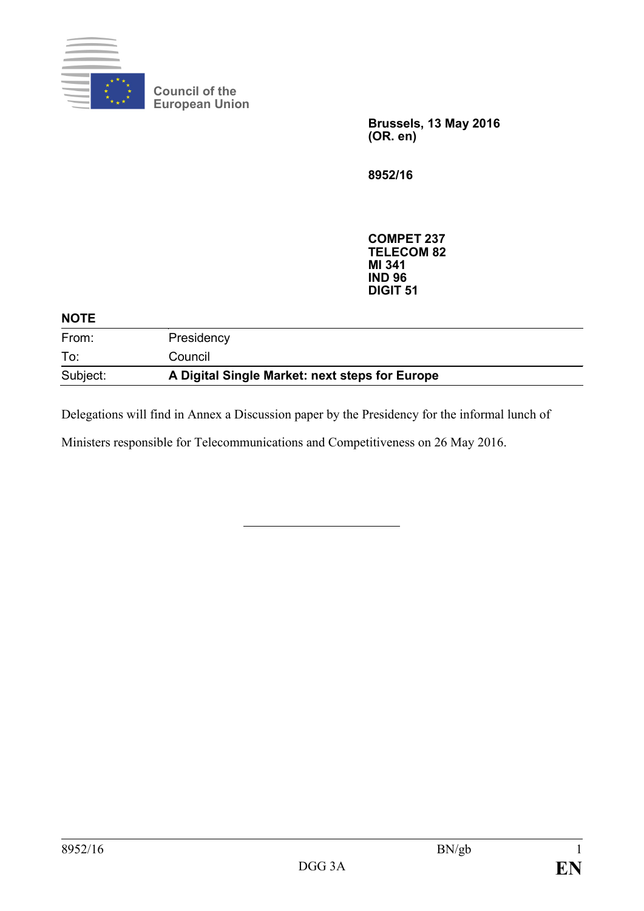Council of the
European Union

**Brussels, 13 May 2016**
**(OR. en)**

**8952/16**

**COMPET 237**
**TELECOM 82**
**MI 341**
**IND 96**
**DIGIT 51**

**NOTE**

| | |
|---|---|
| From: | Presidency |
| To: | Council |
| Subject: | **A Digital Single Market: next steps for Europe** |

Delegations will find in Annex a Discussion paper by the Presidency for the informal lunch of Ministers responsible for Telecommunications and Competitiveness on 26 May 2016.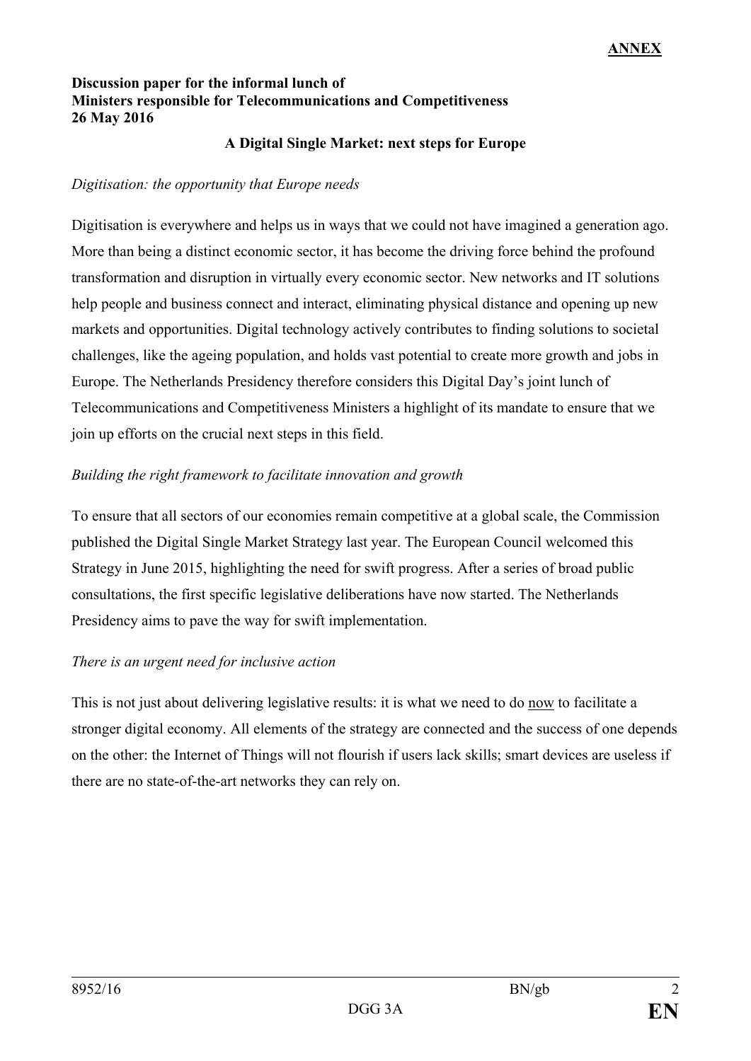**ANNEX**

**Discussion paper for the informal lunch of Ministers responsible for Telecommunications and Competitiveness 26 May 2016**

## A Digital Single Market: next steps for Europe

*Digitisation: the opportunity that Europe needs*

Digitisation is everywhere and helps us in ways that we could not have imagined a generation ago. More than being a distinct economic sector, it has become the driving force behind the profound transformation and disruption in virtually every economic sector. New networks and IT solutions help people and business connect and interact, eliminating physical distance and opening up new markets and opportunities. Digital technology actively contributes to finding solutions to societal challenges, like the ageing population, and holds vast potential to create more growth and jobs in Europe. The Netherlands Presidency therefore considers this Digital Day's joint lunch of Telecommunications and Competitiveness Ministers a highlight of its mandate to ensure that we join up efforts on the crucial next steps in this field.

*Building the right framework to facilitate innovation and growth*

To ensure that all sectors of our economies remain competitive at a global scale, the Commission published the Digital Single Market Strategy last year. The European Council welcomed this Strategy in June 2015, highlighting the need for swift progress. After a series of broad public consultations, the first specific legislative deliberations have now started. The Netherlands Presidency aims to pave the way for swift implementation.

*There is an urgent need for inclusive action*

This is not just about delivering legislative results: it is what we need to do <u>now</u> to facilitate a stronger digital economy. All elements of the strategy are connected and the success of one depends on the other: the Internet of Things will not flourish if users lack skills; smart devices are useless if there are no state-of-the-art networks they can rely on.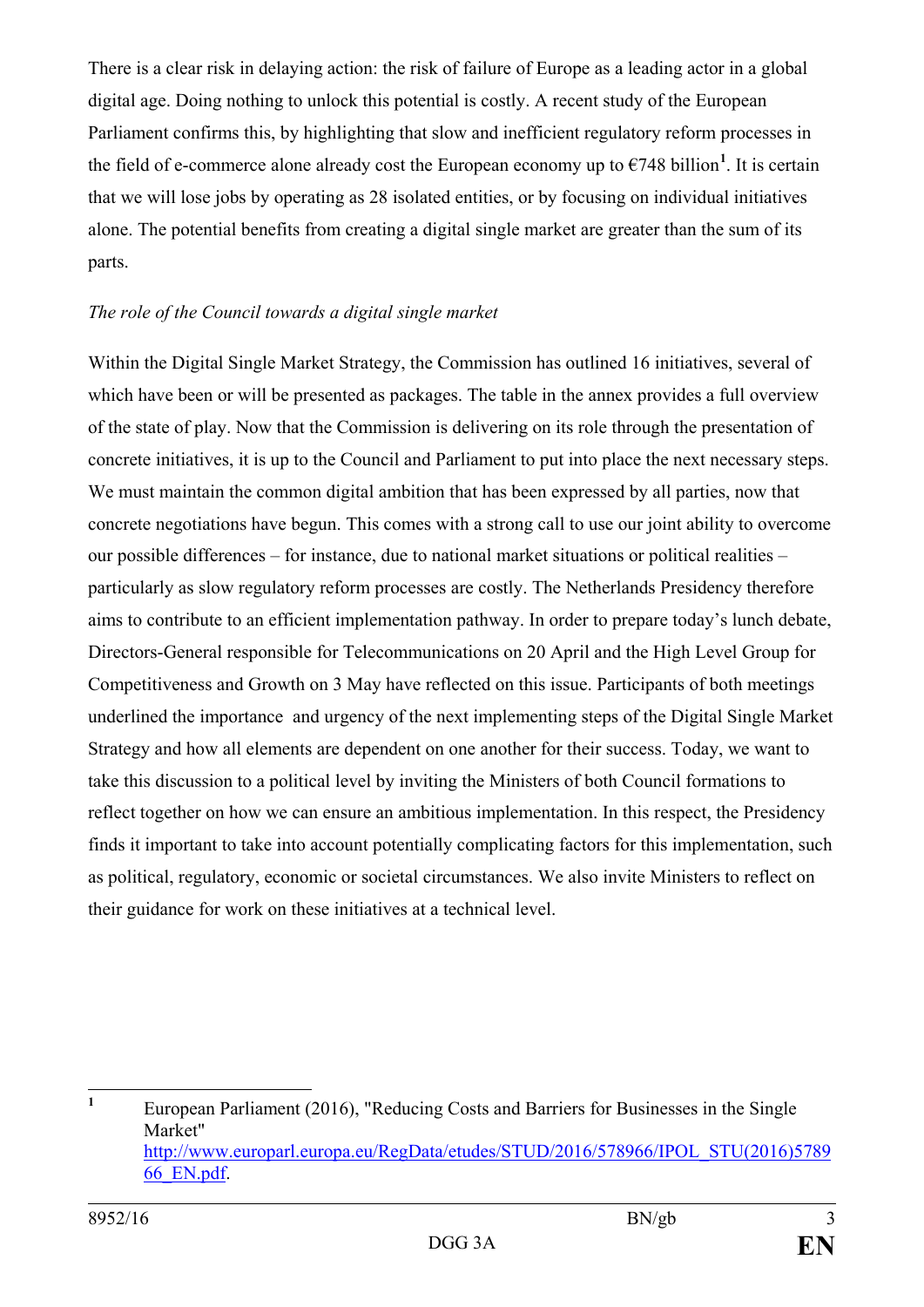There is a clear risk in delaying action: the risk of failure of Europe as a leading actor in a global digital age. Doing nothing to unlock this potential is costly. A recent study of the European Parliament confirms this, by highlighting that slow and inefficient regulatory reform processes in the field of e-commerce alone already cost the European economy up to €748 billion[1]. It is certain that we will lose jobs by operating as 28 isolated entities, or by focusing on individual initiatives alone. The potential benefits from creating a digital single market are greater than the sum of its parts.

*The role of the Council towards a digital single market*

Within the Digital Single Market Strategy, the Commission has outlined 16 initiatives, several of which have been or will be presented as packages. The table in the annex provides a full overview of the state of play. Now that the Commission is delivering on its role through the presentation of concrete initiatives, it is up to the Council and Parliament to put into place the next necessary steps. We must maintain the common digital ambition that has been expressed by all parties, now that concrete negotiations have begun. This comes with a strong call to use our joint ability to overcome our possible differences – for instance, due to national market situations or political realities – particularly as slow regulatory reform processes are costly. The Netherlands Presidency therefore aims to contribute to an efficient implementation pathway. In order to prepare today's lunch debate, Directors-General responsible for Telecommunications on 20 April and the High Level Group for Competitiveness and Growth on 3 May have reflected on this issue. Participants of both meetings underlined the importance and urgency of the next implementing steps of the Digital Single Market Strategy and how all elements are dependent on one another for their success. Today, we want to take this discussion to a political level by inviting the Ministers of both Council formations to reflect together on how we can ensure an ambitious implementation. In this respect, the Presidency finds it important to take into account potentially complicating factors for this implementation, such as political, regulatory, economic or societal circumstances. We also invite Ministers to reflect on their guidance for work on these initiatives at a technical level.

[1] European Parliament (2016), "Reducing Costs and Barriers for Businesses in the Single Market" http://www.europarl.europa.eu/RegData/etudes/STUD/2016/578966/IPOL_STU(2016)578966_EN.pdf.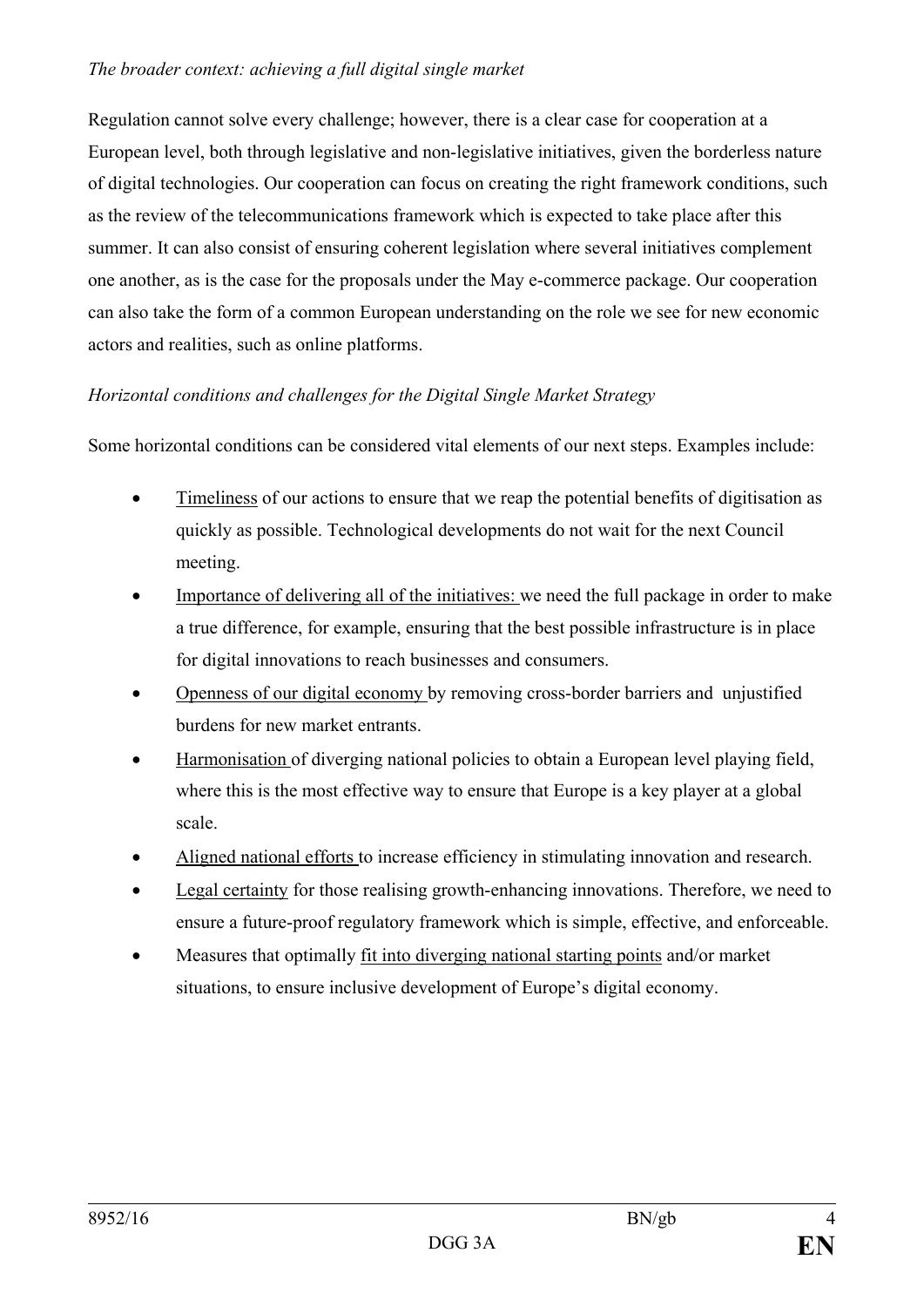*The broader context: achieving a full digital single market*

Regulation cannot solve every challenge; however, there is a clear case for cooperation at a European level, both through legislative and non-legislative initiatives, given the borderless nature of digital technologies. Our cooperation can focus on creating the right framework conditions, such as the review of the telecommunications framework which is expected to take place after this summer. It can also consist of ensuring coherent legislation where several initiatives complement one another, as is the case for the proposals under the May e-commerce package. Our cooperation can also take the form of a common European understanding on the role we see for new economic actors and realities, such as online platforms.

*Horizontal conditions and challenges for the Digital Single Market Strategy*

Some horizontal conditions can be considered vital elements of our next steps. Examples include:

- Timeliness of our actions to ensure that we reap the potential benefits of digitisation as quickly as possible. Technological developments do not wait for the next Council meeting.
- Importance of delivering all of the initiatives: we need the full package in order to make a true difference, for example, ensuring that the best possible infrastructure is in place for digital innovations to reach businesses and consumers.
- Openness of our digital economy by removing cross-border barriers and unjustified burdens for new market entrants.
- Harmonisation of diverging national policies to obtain a European level playing field, where this is the most effective way to ensure that Europe is a key player at a global scale.
- Aligned national efforts to increase efficiency in stimulating innovation and research.
- Legal certainty for those realising growth-enhancing innovations. Therefore, we need to ensure a future-proof regulatory framework which is simple, effective, and enforceable.
- Measures that optimally fit into diverging national starting points and/or market situations, to ensure inclusive development of Europe's digital economy.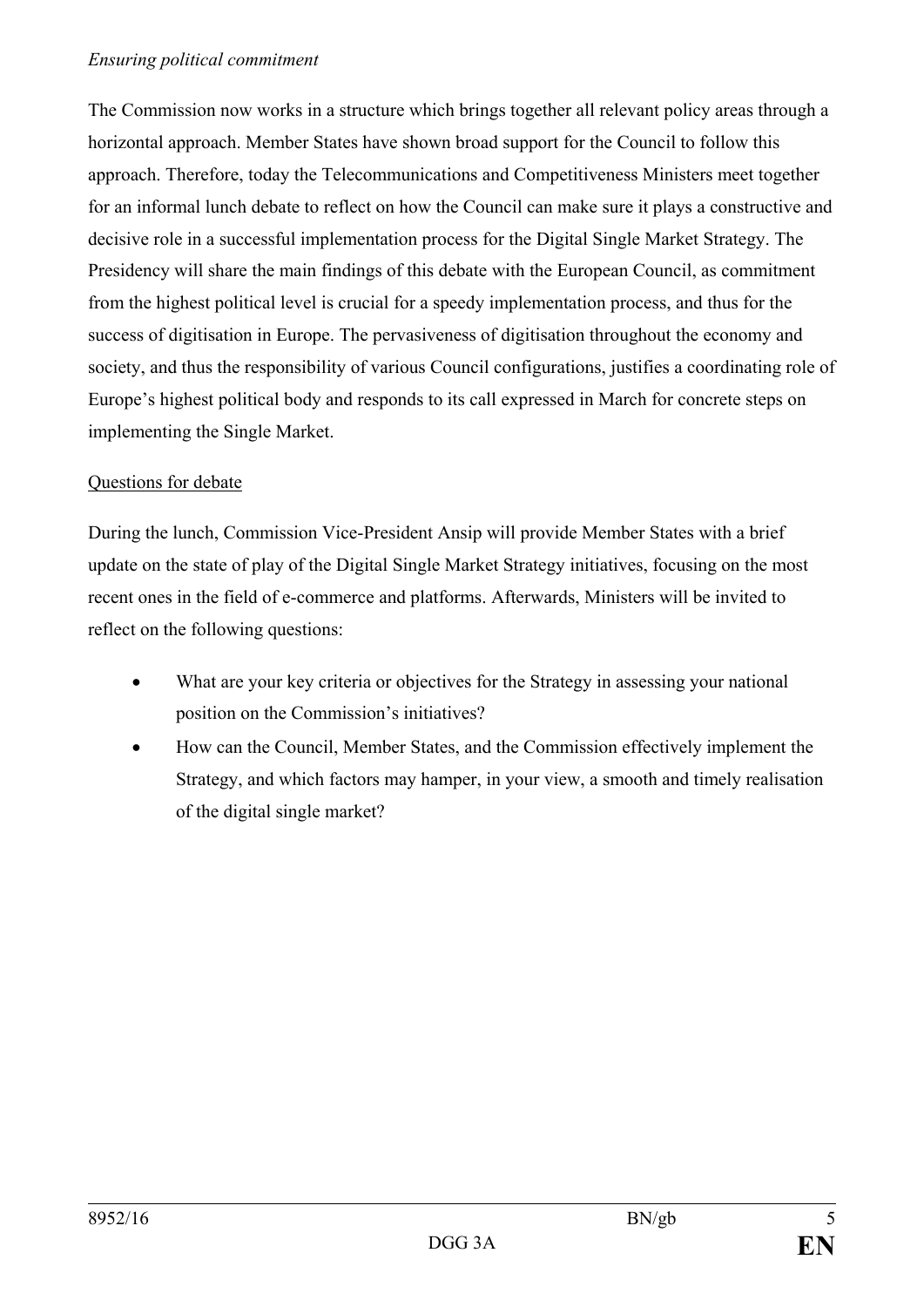*Ensuring political commitment*

The Commission now works in a structure which brings together all relevant policy areas through a horizontal approach. Member States have shown broad support for the Council to follow this approach. Therefore, today the Telecommunications and Competitiveness Ministers meet together for an informal lunch debate to reflect on how the Council can make sure it plays a constructive and decisive role in a successful implementation process for the Digital Single Market Strategy. The Presidency will share the main findings of this debate with the European Council, as commitment from the highest political level is crucial for a speedy implementation process, and thus for the success of digitisation in Europe. The pervasiveness of digitisation throughout the economy and society, and thus the responsibility of various Council configurations, justifies a coordinating role of Europe's highest political body and responds to its call expressed in March for concrete steps on implementing the Single Market.

<u>Questions for debate</u>

During the lunch, Commission Vice-President Ansip will provide Member States with a brief update on the state of play of the Digital Single Market Strategy initiatives, focusing on the most recent ones in the field of e-commerce and platforms. Afterwards, Ministers will be invited to reflect on the following questions:

- What are your key criteria or objectives for the Strategy in assessing your national position on the Commission's initiatives?
- How can the Council, Member States, and the Commission effectively implement the Strategy, and which factors may hamper, in your view, a smooth and timely realisation of the digital single market?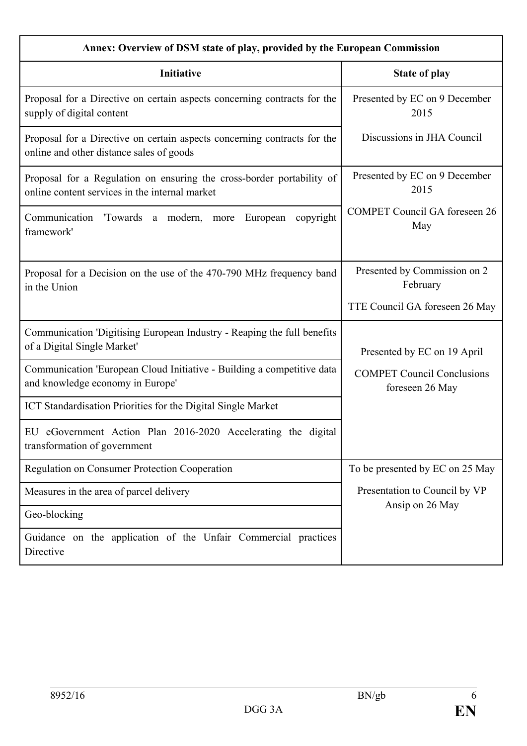| Annex: Overview of DSM state of play, provided by the European Commission | |
|---|---|
| **Initiative** | **State of play** |
| Proposal for a Directive on certain aspects concerning contracts for the supply of digital content | Presented by EC on 9 December 2015<br><br>Discussions in JHA Council |
| Proposal for a Directive on certain aspects concerning contracts for the online and other distance sales of goods | |
| Proposal for a Regulation on ensuring the cross-border portability of online content services in the internal market | Presented by EC on 9 December 2015<br><br>COMPET Council GA foreseen 26 May |
| Communication 'Towards a modern, more European copyright framework' | |
| Proposal for a Decision on the use of the 470-790 MHz frequency band in the Union | Presented by Commission on 2 February<br><br>TTE Council GA foreseen 26 May |
| Communication 'Digitising European Industry - Reaping the full benefits of a Digital Single Market' | Presented by EC on 19 April<br><br>COMPET Council Conclusions foreseen 26 May |
| Communication 'European Cloud Initiative - Building a competitive data and knowledge economy in Europe' | |
| ICT Standardisation Priorities for the Digital Single Market | |
| EU eGovernment Action Plan 2016-2020 Accelerating the digital transformation of government | |
| Regulation on Consumer Protection Cooperation | To be presented by EC on 25 May<br><br>Presentation to Council by VP Ansip on 26 May |
| Measures in the area of parcel delivery | |
| Geo-blocking | |
| Guidance on the application of the Unfair Commercial practices Directive | |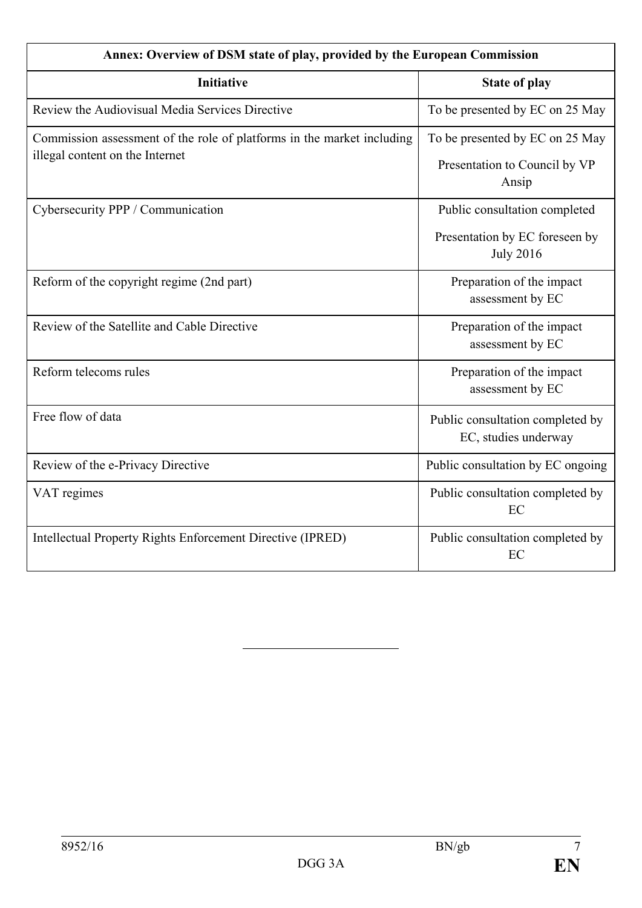| Annex: Overview of DSM state of play, provided by the European Commission | |
|---|---|
| **Initiative** | **State of play** |
| Review the Audiovisual Media Services Directive | To be presented by EC on 25 May |
| Commission assessment of the role of platforms in the market including illegal content on the Internet | To be presented by EC on 25 May<br><br>Presentation to Council by VP Ansip |
| Cybersecurity PPP / Communication | Public consultation completed<br><br>Presentation by EC foreseen by July 2016 |
| Reform of the copyright regime (2nd part) | Preparation of the impact assessment by EC |
| Review of the Satellite and Cable Directive | Preparation of the impact assessment by EC |
| Reform telecoms rules | Preparation of the impact assessment by EC |
| Free flow of data | Public consultation completed by EC, studies underway |
| Review of the e-Privacy Directive | Public consultation by EC ongoing |
| VAT regimes | Public consultation completed by EC |
| Intellectual Property Rights Enforcement Directive (IPRED) | Public consultation completed by EC |